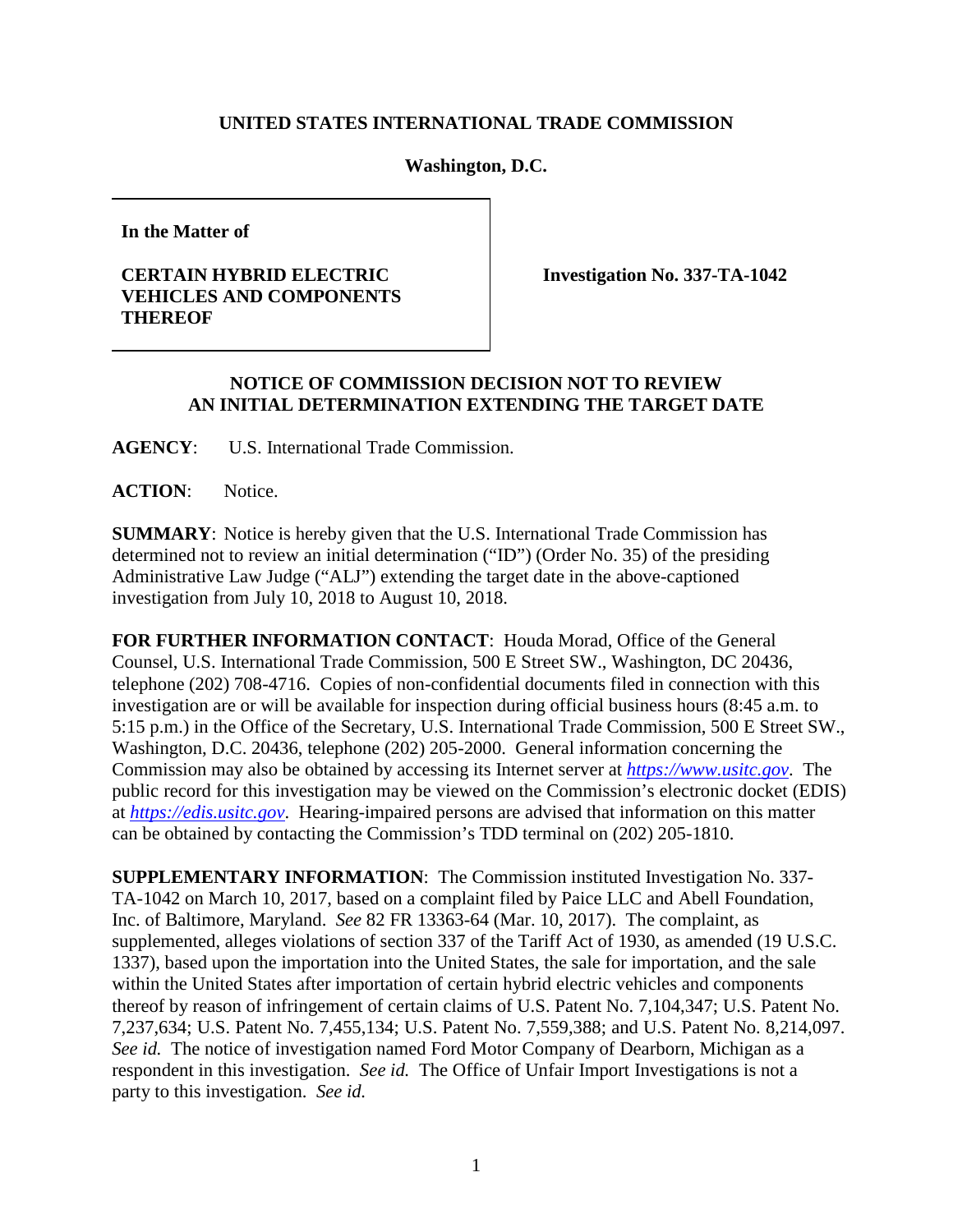**UNITED STATES INTERNATIONAL TRADE COMMISSION**

**Washington, D.C.**

| **In the Matter of**<br><br>**CERTAIN HYBRID ELECTRIC VEHICLES AND COMPONENTS THEREOF** | **Investigation No. 337-TA-1042** |
|---|---|

## NOTICE OF COMMISSION DECISION NOT TO REVIEW AN INITIAL DETERMINATION EXTENDING THE TARGET DATE

**AGENCY**: U.S. International Trade Commission.

**ACTION**: Notice.

**SUMMARY**: Notice is hereby given that the U.S. International Trade Commission has determined not to review an initial determination ("ID") (Order No. 35) of the presiding Administrative Law Judge ("ALJ") extending the target date in the above-captioned investigation from July 10, 2018 to August 10, 2018.

**FOR FURTHER INFORMATION CONTACT**: Houda Morad, Office of the General Counsel, U.S. International Trade Commission, 500 E Street SW., Washington, DC 20436, telephone (202) 708-4716. Copies of non-confidential documents filed in connection with this investigation are or will be available for inspection during official business hours (8:45 a.m. to 5:15 p.m.) in the Office of the Secretary, U.S. International Trade Commission, 500 E Street SW., Washington, D.C. 20436, telephone (202) 205-2000. General information concerning the Commission may also be obtained by accessing its Internet server at *https://www.usitc.gov*. The public record for this investigation may be viewed on the Commission's electronic docket (EDIS) at *https://edis.usitc.gov*. Hearing-impaired persons are advised that information on this matter can be obtained by contacting the Commission's TDD terminal on (202) 205-1810.

**SUPPLEMENTARY INFORMATION**: The Commission instituted Investigation No. 337-TA-1042 on March 10, 2017, based on a complaint filed by Paice LLC and Abell Foundation, Inc. of Baltimore, Maryland. *See* 82 FR 13363-64 (Mar. 10, 2017). The complaint, as supplemented, alleges violations of section 337 of the Tariff Act of 1930, as amended (19 U.S.C. 1337), based upon the importation into the United States, the sale for importation, and the sale within the United States after importation of certain hybrid electric vehicles and components thereof by reason of infringement of certain claims of U.S. Patent No. 7,104,347; U.S. Patent No. 7,237,634; U.S. Patent No. 7,455,134; U.S. Patent No. 7,559,388; and U.S. Patent No. 8,214,097. *See id.* The notice of investigation named Ford Motor Company of Dearborn, Michigan as a respondent in this investigation. *See id.* The Office of Unfair Import Investigations is not a party to this investigation. *See id.*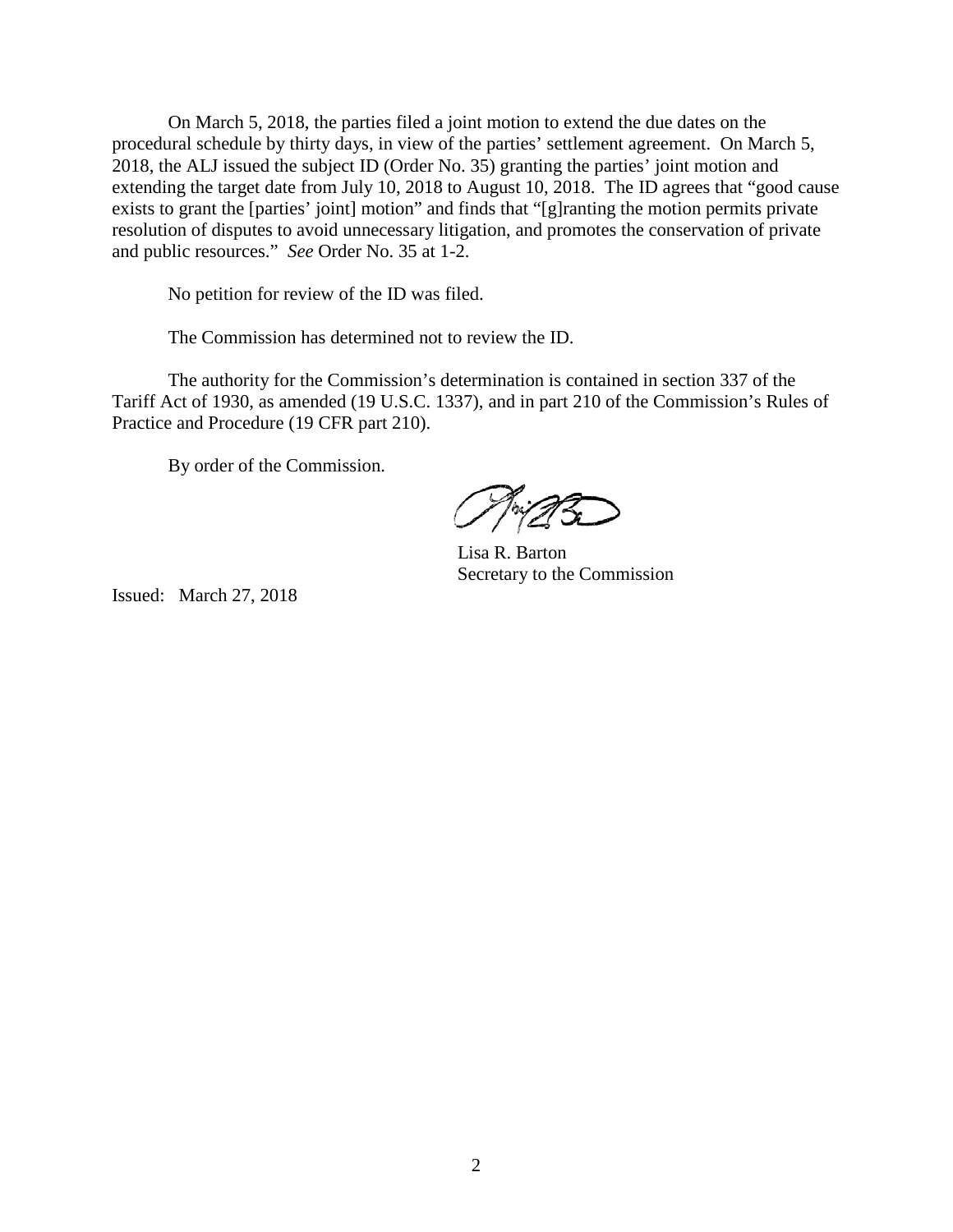On March 5, 2018, the parties filed a joint motion to extend the due dates on the procedural schedule by thirty days, in view of the parties' settlement agreement. On March 5, 2018, the ALJ issued the subject ID (Order No. 35) granting the parties' joint motion and extending the target date from July 10, 2018 to August 10, 2018. The ID agrees that "good cause exists to grant the [parties' joint] motion" and finds that "[g]ranting the motion permits private resolution of disputes to avoid unnecessary litigation, and promotes the conservation of private and public resources." *See* Order No. 35 at 1-2.

No petition for review of the ID was filed.

The Commission has determined not to review the ID.

The authority for the Commission's determination is contained in section 337 of the Tariff Act of 1930, as amended (19 U.S.C. 1337), and in part 210 of the Commission's Rules of Practice and Procedure (19 CFR part 210).

By order of the Commission.

Lisa R. Barton
Secretary to the Commission

Issued: March 27, 2018